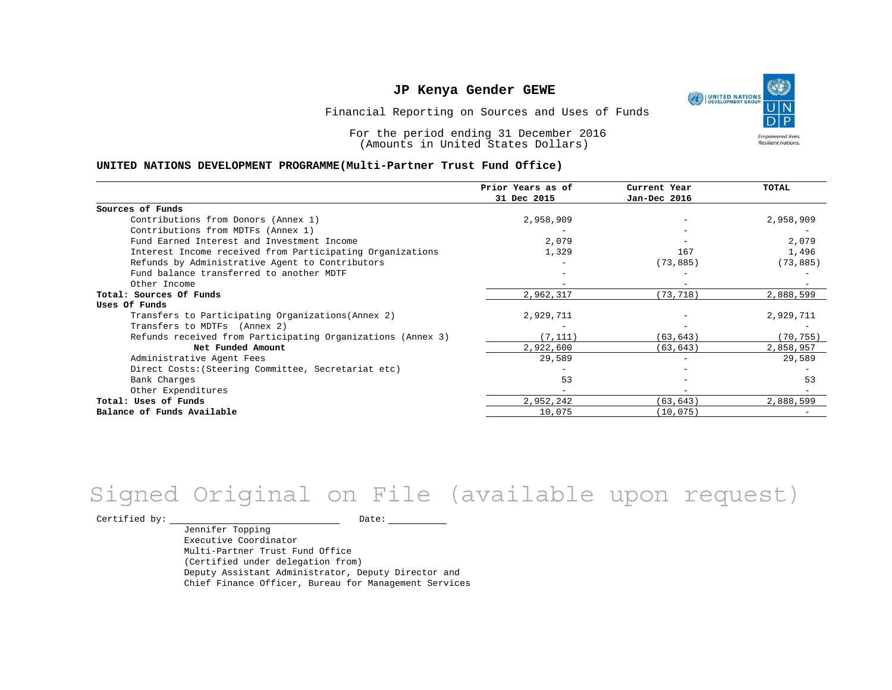# JP Kenya Gender GEWE

Financial Reporting on Sources and Uses of Funds

For the period ending 31 December 2016
(Amounts in United States Dollars)

**UNITED NATIONS DEVELOPMENT PROGRAMME(Multi-Partner Trust Fund Office)**

| | Prior Years as of 31 Dec 2015 | Current Year Jan-Dec 2016 | TOTAL |
|---|---|---|---|
| **Sources of Funds** | | | |
| Contributions from Donors (Annex 1) | 2,958,909 | - | 2,958,909 |
| Contributions from MDTFs (Annex 1) | - | - | - |
| Fund Earned Interest and Investment Income | 2,079 | - | 2,079 |
| Interest Income received from Participating Organizations | 1,329 | 167 | 1,496 |
| Refunds by Administrative Agent to Contributors | - | (73,885) | (73,885) |
| Fund balance transferred to another MDTF | - | - | - |
| Other Income | - | - | - |
| **Total: Sources Of Funds** | 2,962,317 | (73,718) | 2,888,599 |
| **Uses Of Funds** | | | |
| Transfers to Participating Organizations(Annex 2) | 2,929,711 | - | 2,929,711 |
| Transfers to MDTFs (Annex 2) | - | - | - |
| Refunds received from Participating Organizations (Annex 3) | (7,111) | (63,643) | (70,755) |
| **Net Funded Amount** | 2,922,600 | (63,643) | 2,858,957 |
| Administrative Agent Fees | 29,589 | - | 29,589 |
| Direct Costs:(Steering Committee, Secretariat etc) | - | - | - |
| Bank Charges | 53 | - | 53 |
| Other Expenditures | - | - | - |
| **Total: Uses of Funds** | 2,952,242 | (63,643) | 2,888,599 |
| **Balance of Funds Available** | 10,075 | (10,075) | - |

Signed Original on File (available upon request)

Certified by: ______________________ Date: __________

Jennifer Topping
Executive Coordinator
Multi-Partner Trust Fund Office
(Certified under delegation from)
Deputy Assistant Administrator, Deputy Director and
Chief Finance Officer, Bureau for Management Services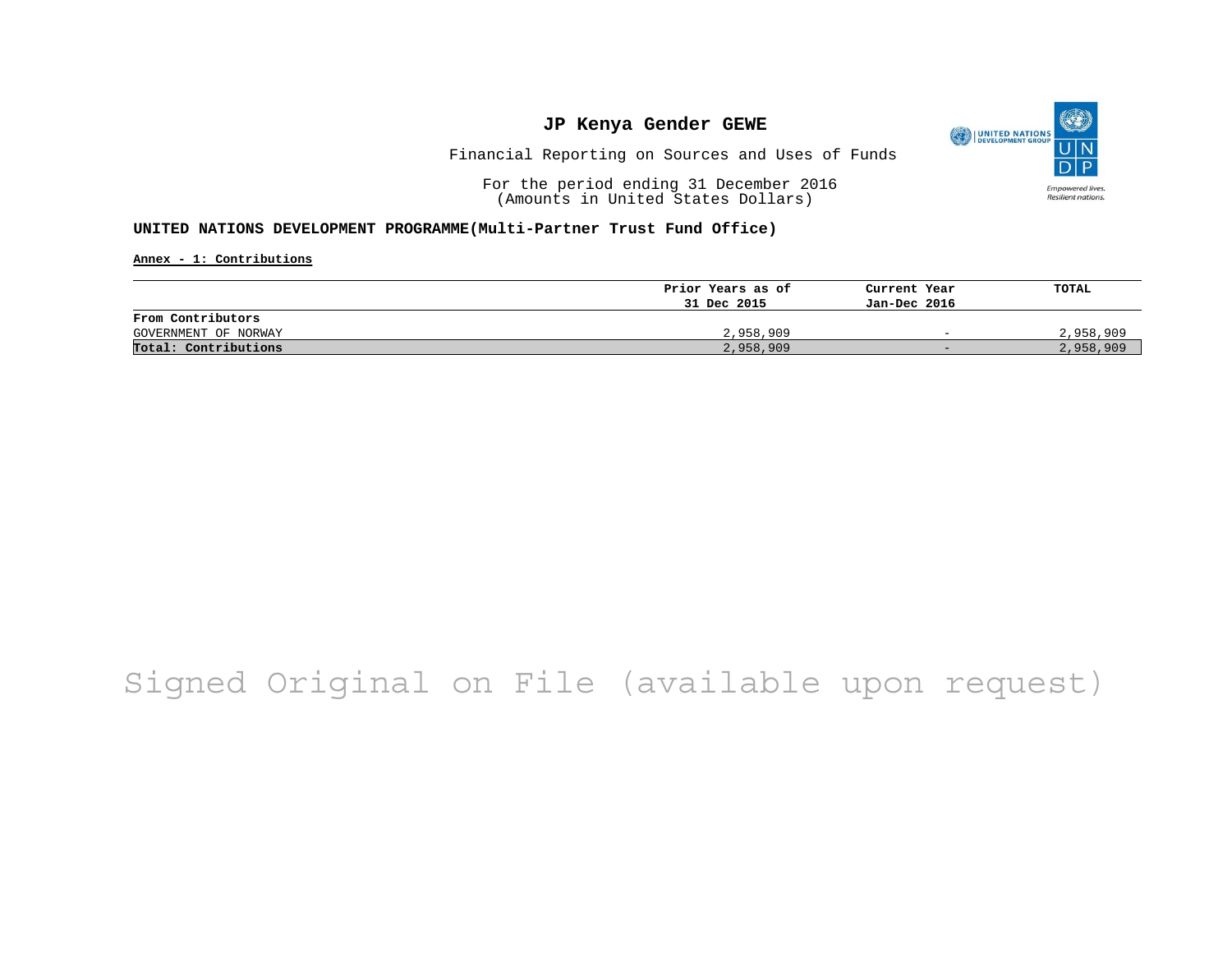# JP Kenya Gender GEWE

Financial Reporting on Sources and Uses of Funds

For the period ending 31 December 2016
(Amounts in United States Dollars)

**UNITED NATIONS DEVELOPMENT PROGRAMME(Multi-Partner Trust Fund Office)**

**Annex - 1: Contributions**

| | Prior Years as of 31 Dec 2015 | Current Year Jan-Dec 2016 | TOTAL |
|---|---|---|---|
| **From Contributors** | | | |
| GOVERNMENT OF NORWAY | 2,958,909 | - | 2,958,909 |
| **Total: Contributions** | 2,958,909 | - | 2,958,909 |

Signed Original on File (available upon request)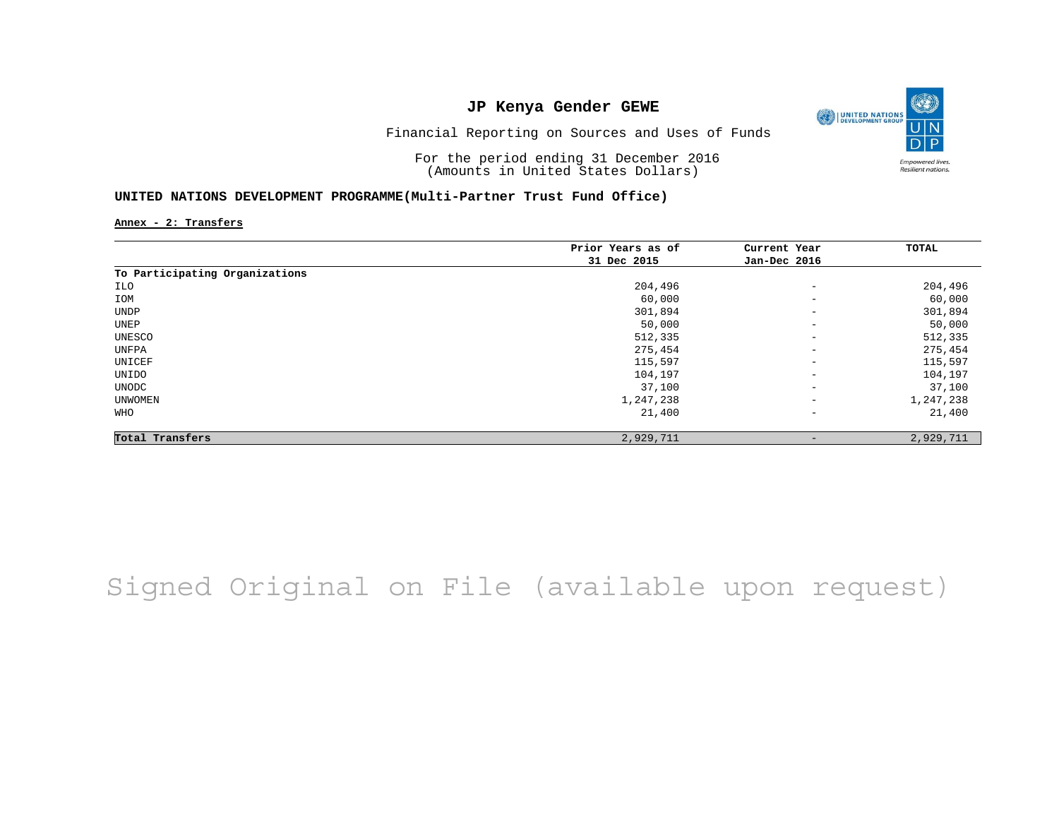# JP Kenya Gender GEWE

Financial Reporting on Sources and Uses of Funds

For the period ending 31 December 2016
(Amounts in United States Dollars)

## UNITED NATIONS DEVELOPMENT PROGRAMME(Multi-Partner Trust Fund Office)

**Annex - 2: Transfers**

| | Prior Years as of 31 Dec 2015 | Current Year Jan-Dec 2016 | TOTAL |
|---|---|---|---|
| **To Participating Organizations** | | | |
| ILO | 204,496 | - | 204,496 |
| IOM | 60,000 | - | 60,000 |
| UNDP | 301,894 | - | 301,894 |
| UNEP | 50,000 | - | 50,000 |
| UNESCO | 512,335 | - | 512,335 |
| UNFPA | 275,454 | - | 275,454 |
| UNICEF | 115,597 | - | 115,597 |
| UNIDO | 104,197 | - | 104,197 |
| UNODC | 37,100 | - | 37,100 |
| UNWOMEN | 1,247,238 | - | 1,247,238 |
| WHO | 21,400 | - | 21,400 |
| **Total Transfers** | 2,929,711 | - | 2,929,711 |

Signed Original on File (available upon request)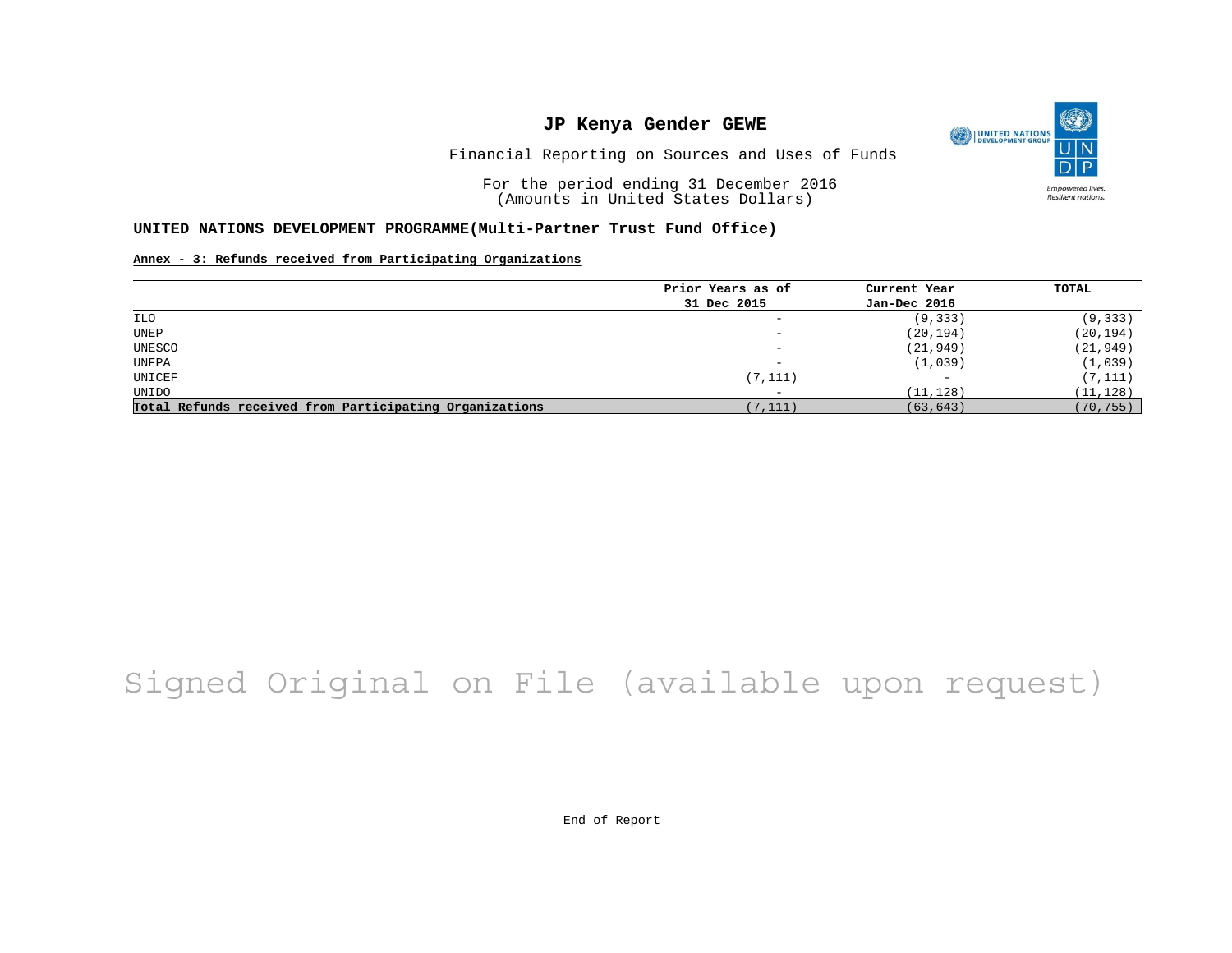# JP Kenya Gender GEWE

Financial Reporting on Sources and Uses of Funds

For the period ending 31 December 2016
(Amounts in United States Dollars)

## UNITED NATIONS DEVELOPMENT PROGRAMME(Multi-Partner Trust Fund Office)

**Annex - 3: Refunds received from Participating Organizations**

| | Prior Years as of 31 Dec 2015 | Current Year Jan-Dec 2016 | TOTAL |
|---|---|---|---|
| ILO | - | (9,333) | (9,333) |
| UNEP | - | (20,194) | (20,194) |
| UNESCO | - | (21,949) | (21,949) |
| UNFPA | - | (1,039) | (1,039) |
| UNICEF | (7,111) | - | (7,111) |
| UNIDO | - | (11,128) | (11,128) |
| **Total Refunds received from Participating Organizations** | (7,111) | (63,643) | (70,755) |

Signed Original on File (available upon request)

End of Report